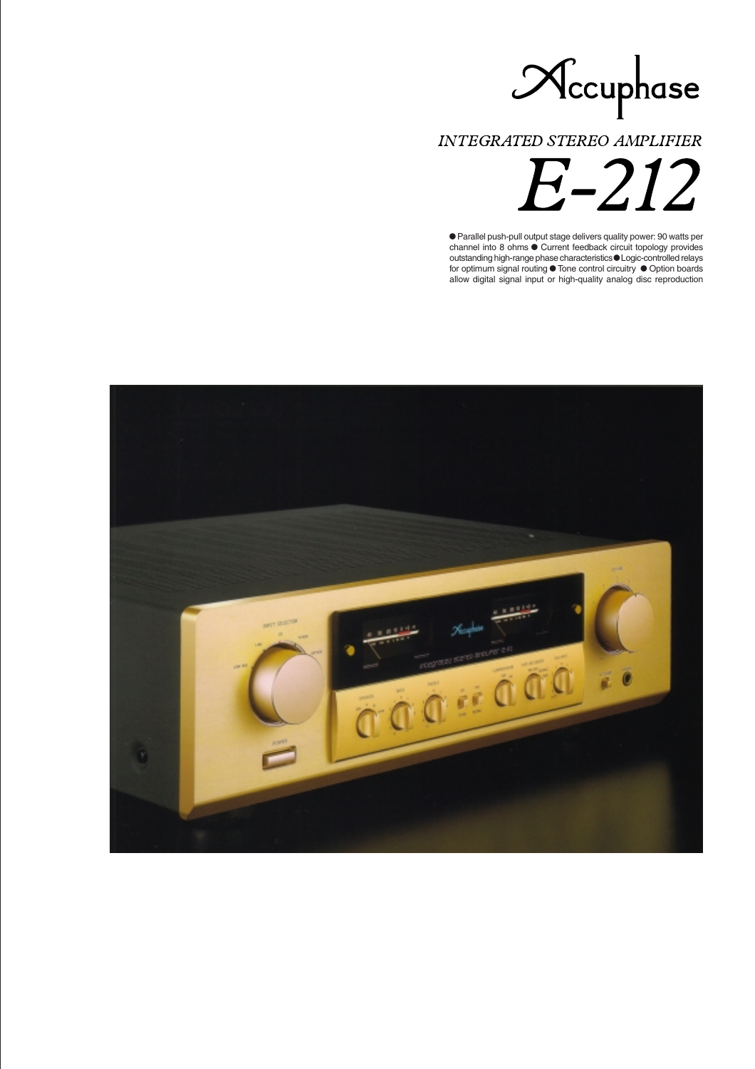# Accuphase

## INTEGRATED STEREO AMPLIFIER

# E-212

● Parallel push-pull output stage delivers quality power: 90 watts per channel into 8 ohms ● Current feedback circuit topology provides outstanding high-range phase characteristics ● Logic-controlled relays for optimum signal routing ● Tone control circuitry ● Option boards allow digital signal input or high-quality analog disc reproduction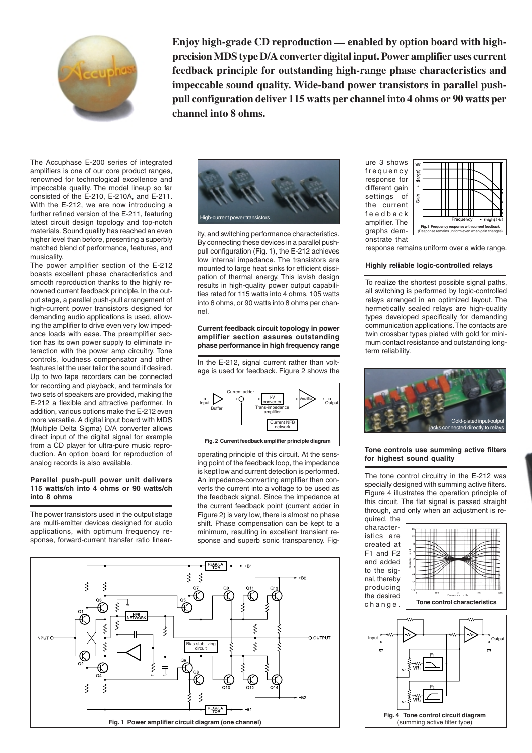**Enjoy high-grade CD reproduction — enabled by option board with high-precision MDS type D/A converter digital input. Power amplifier uses current feedback principle for outstanding high-range phase characteristics and impeccable sound quality. Wide-band power transistors in parallel push-pull configuration deliver 115 watts per channel into 4 ohms or 90 watts per channel into 8 ohms.**

The Accuphase E-200 series of integrated amplifiers is one of our core product ranges, renowned for technological excellence and impeccable quality. The model lineup so far consisted of the E-210, E-210A, and E-211. With the E-212, we are now introducing a further refined version of the E-211, featuring latest circuit design topology and top-notch materials. Sound quality has reached an even higher level than before, presenting a superbly matched blend of performance, features, and musicality.

The power amplifier section of the E-212 boasts excellent phase characteristics and smooth reproduction thanks to the highly renowned current feedback principle. In the output stage, a parallel push-pull arrangement of high-current power transistors designed for demanding audio applications is used, allowing the amplifier to drive even very low impedance loads with ease. The preamplifier section has its own power supply to eliminate interaction with the power amp circuitry. Tone controls, loudness compensator and other features let the user tailor the sound if desired. Up to two tape recorders can be connected for recording and playback, and terminals for two sets of speakers are provided, making the E-212 a flexible and attractive performer. In addition, various options make the E-212 even more versatile. A digital input board with MDS (Multiple Delta Sigma) D/A converter allows direct input of the digital signal for example from a CD player for ultra-pure music reproduction. An option board for reproduction of analog records is also available.

### Parallel push-pull power unit delivers 115 watts/ch into 4 ohms or 90 watts/ch into 8 ohms

The power transistors used in the output stage are multi-emitter devices designed for audio applications, with optimum frequency response, forward-current transfer ratio linearity, and switching performance characteristics. By connecting these devices in a parallel push-pull configuration (Fig. 1), the E-212 achieves low internal impedance. The transistors are mounted to large heat sinks for efficient dissipation of thermal energy. This lavish design results in high-quality power output capabilities rated for 115 watts into 4 ohms, 105 watts into 6 ohms, or 90 watts into 8 ohms per channel.

High-current power transistors

### Current feedback circuit topology in power amplifier section assures outstanding phase performance in high frequency range

In the E-212, signal current rather than voltage is used for feedback. Figure 2 shows the operating principle of this circuit. At the sensing point of the feedback loop, the impedance is kept low and current detection is performed. An impedance-converting amplifier then converts the current into a voltage to be used as the feedback signal. Since the impedance at the current feedback point (current adder in Figure 2) is very low, there is almost no phase shift. Phase compensation can be kept to a minimum, resulting in excellent transient response and superb sonic transparency. Figure 3 shows frequency response for different gain settings of the current feedback amplifier. The graphs demonstrate that response remains uniform over a wide range.

**Fig. 2 Current feedback amplifier principle diagram**

**Fig. 3 Frequency response with current feedback**
(Response remains uniform even when gain changes)

**Fig. 1 Power amplifier circuit diagram (one channel)**

### Highly reliable logic-controlled relays

To realize the shortest possible signal paths, all switching is performed by logic-controlled relays arranged in an optimized layout. The hermetically sealed relays are high-quality types developed specifically for demanding communication applications. The contacts are twin crossbar types plated with gold for minimum contact resistance and outstanding long-term reliability.

Gold-plated input/output jacks connected directly to relays

### Tone controls use summing active filters for highest sound quality

The tone control circuitry in the E-212 was specially designed with summing active filters. Figure 4 illustrates the operation principle of this circuit. The flat signal is passed straight through, and only when an adjustment is required, the characteristics are created at F1 and F2 and added to the signal, thereby producing the desired change.

**Tone control characteristics**

**Fig. 4 Tone control circuit diagram**
(summing active filter type)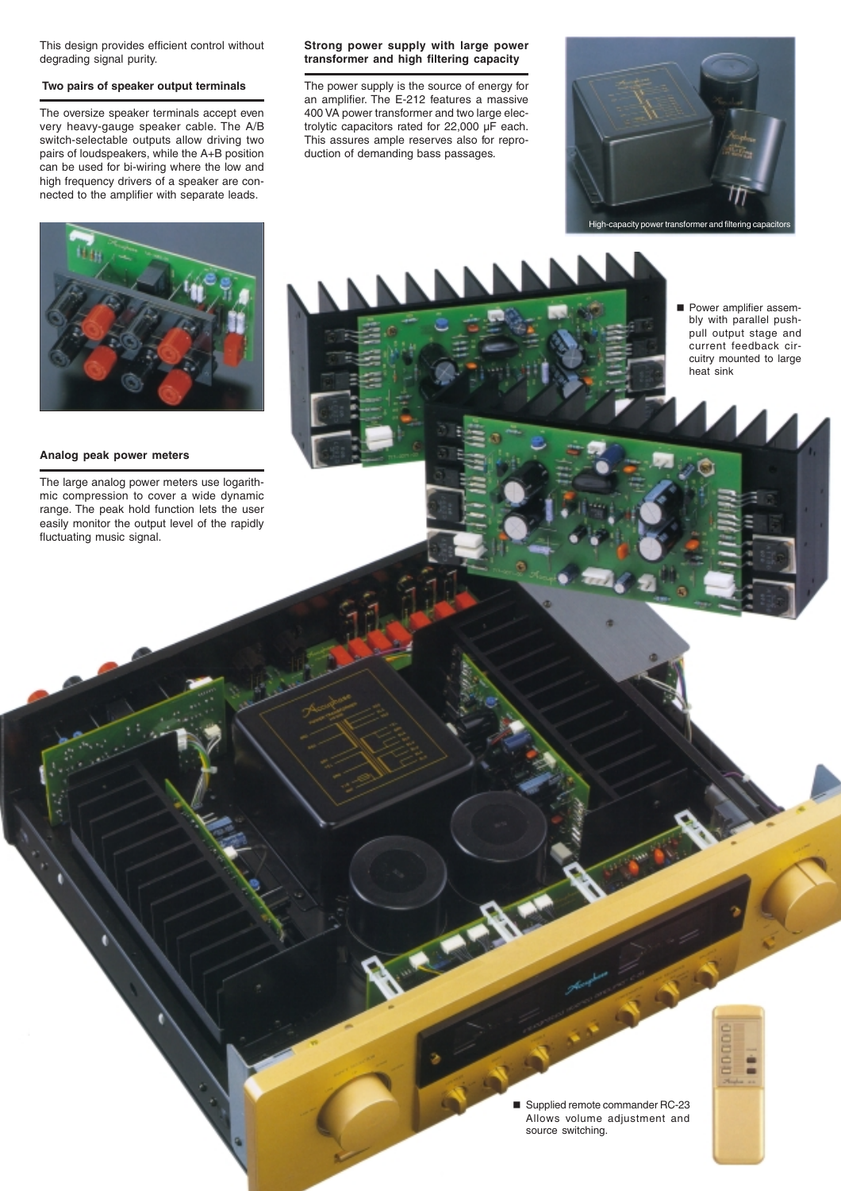This design provides efficient control without degrading signal purity.

### Two pairs of speaker output terminals

The oversize speaker terminals accept even very heavy-gauge speaker cable. The A/B switch-selectable outputs allow driving two pairs of loudspeakers, while the A+B position can be used for bi-wiring where the low and high frequency drivers of a speaker are connected to the amplifier with separate leads.

### Analog peak power meters

The large analog power meters use logarithmic compression to cover a wide dynamic range. The peak hold function lets the user easily monitor the output level of the rapidly fluctuating music signal.

### Strong power supply with large power transformer and high filtering capacity

The power supply is the source of energy for an amplifier. The E-212 features a massive 400 VA power transformer and two large electrolytic capacitors rated for 22,000 µF each. This assures ample reserves also for reproduction of demanding bass passages.

High-capacity power transformer and filtering capacitors

- Power amplifier assembly with parallel push-pull output stage and current feedback circuitry mounted to large heat sink

- Supplied remote commander RC-23 Allows volume adjustment and source switching.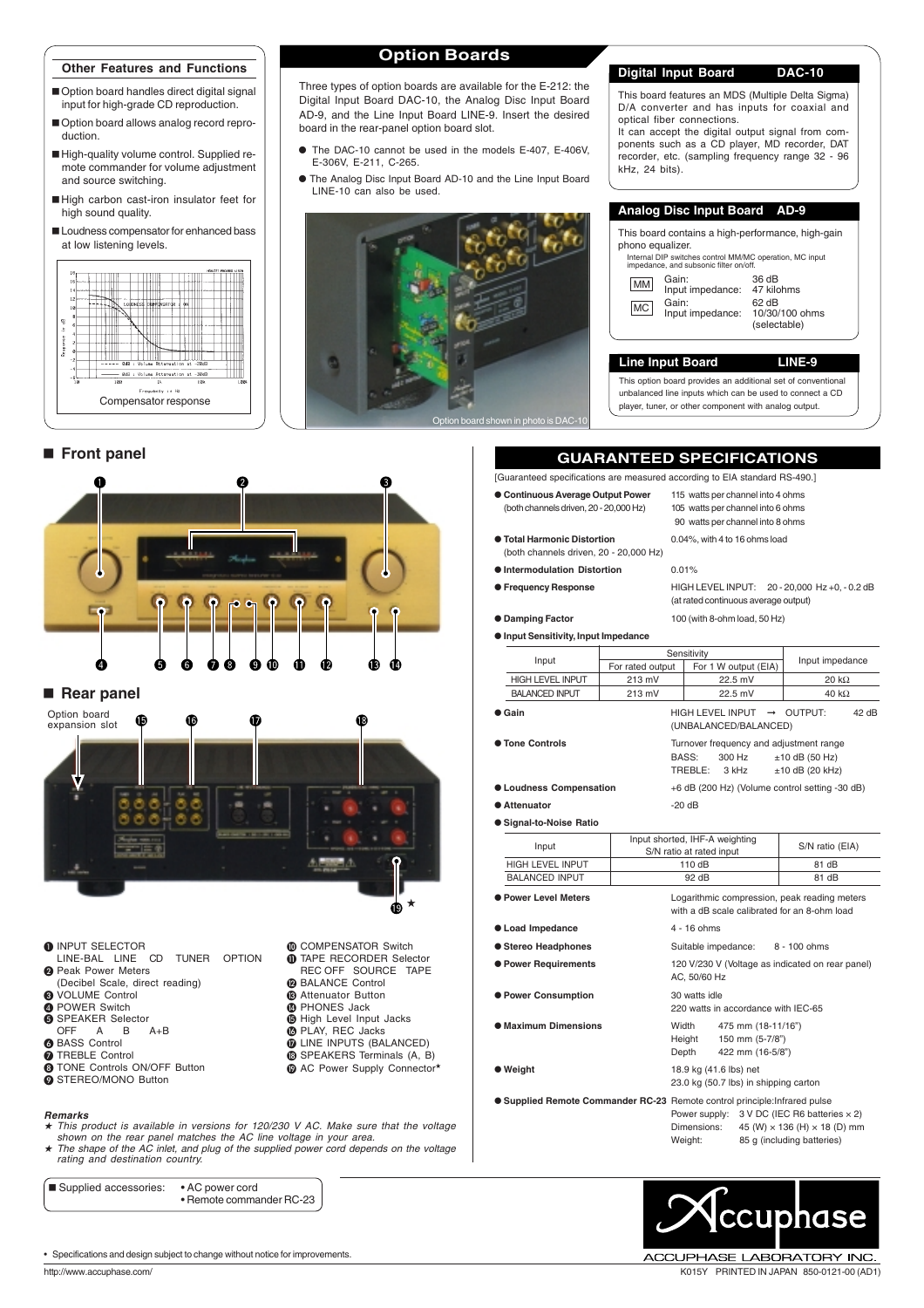## Other Features and Functions

- Option board handles direct digital signal input for high-grade CD reproduction.
- Option board allows analog record reproduction.
- High-quality volume control. Supplied remote commander for volume adjustment and source switching.
- High carbon cast-iron insulator feet for high sound quality.
- Loudness compensator for enhanced bass at low listening levels.

LOUDNESS COMPENSATOR : ON

0dB : Volume Attenuation at -20dB

0dB : Volume Attenuation at -30dB

Response in dB

Frequency in Hz

Compensator response

## Option Boards

Three types of option boards are available for the E-212: the Digital Input Board DAC-10, the Analog Disc Input Board AD-9, and the Line Input Board LINE-9. Insert the desired board in the rear-panel option board slot.

- The DAC-10 cannot be used in the models E-407, E-406V, E-306V, E-211, C-265.
- The Analog Disc Input Board AD-10 and the Line Input Board LINE-10 can also be used.

Option board shown in photo is DAC-10

### Digital Input Board DAC-10

This board features an MDS (Multiple Delta Sigma) D/A converter and has inputs for coaxial and optical fiber connections.
It can accept the digital output signal from components such as a CD player, MD recorder, DAT recorder, etc. (sampling frequency range 32 - 96 kHz, 24 bits).

### Analog Disc Input Board AD-9

This board contains a high-performance, high-gain phono equalizer.
Internal DIP switches control MM/MC operation, MC input impedance, and subsonic filter on/off.

| | | |
|---|---|---|
| MM | Gain: | 36 dB |
| | Input impedance: | 47 kilohms |
| MC | Gain: | 62 dB |
| | Input impedance: | 10/30/100 ohms (selectable) |

### Line Input Board LINE-9

This option board provides an additional set of conventional unbalanced line inputs which can be used to connect a CD player, tuner, or other component with analog output.

## ■ Front panel

## ■ Rear panel

Option board expansion slot

❶ INPUT SELECTOR
LINE-BAL LINE CD TUNER OPTION
❷ Peak Power Meters
(Decibel Scale, direct reading)
❸ VOLUME Control
❹ POWER Switch
❺ SPEAKER Selector
OFF A B A+B
❻ BASS Control
❼ TREBLE Control
❽ TONE Controls ON/OFF Button
❾ STEREO/MONO Button
❿ COMPENSATOR Switch
⓫ TAPE RECORDER Selector
REC OFF SOURCE TAPE
⓬ BALANCE Control
⓭ Attenuator Button
⓮ PHONES Jack
⓯ High Level Input Jacks
⓰ PLAY, REC Jacks
⓱ LINE INPUTS (BALANCED)
⓲ SPEAKERS Terminals (A, B)
⓳ AC Power Supply Connector*

*Remarks*

★ *This product is available in versions for 120/230 V AC. Make sure that the voltage shown on the rear panel matches the AC line voltage in your area.*

★ *The shape of the AC inlet, and plug of the supplied power cord depends on the voltage rating and destination country.*

■ Supplied accessories: • AC power cord • Remote commander RC-23

## GUARANTEED SPECIFICATIONS

[Guaranteed specifications are measured according to EIA standard RS-490.]

- **Continuous Average Output Power** (both channels driven, 20 - 20,000 Hz)
  115 watts per channel into 4 ohms
  105 watts per channel into 6 ohms
  90 watts per channel into 8 ohms
- **Total Harmonic Distortion** (both channels driven, 20 - 20,000 Hz)
  0.04%, with 4 to 16 ohms load
- **Intermodulation Distortion**
  0.01%
- **Frequency Response**
  HIGH LEVEL INPUT: 20 - 20,000 Hz +0, - 0.2 dB (at rated continuous average output)
- **Damping Factor**
  100 (with 8-ohm load, 50 Hz)
- **Input Sensitivity, Input Impedance**

| Input | Sensitivity | | Input impedance |
|---|---|---|---|
| | For rated output | For 1 W output (EIA) | |
| HIGH LEVEL INPUT | 213 mV | 22.5 mV | 20 kΩ |
| BALANCED INPUT | 213 mV | 22.5 mV | 40 kΩ |

- **Gain**
  HIGH LEVEL INPUT → OUTPUT: 42 dB (UNBALANCED/BALANCED)
- **Tone Controls**
  Turnover frequency and adjustment range
  BASS: 300 Hz ±10 dB (50 Hz)
  TREBLE: 3 kHz ±10 dB (20 kHz)
- **Loudness Compensation**
  +6 dB (200 Hz) (Volume control setting -30 dB)
- **Attenuator**
  -20 dB
- **Signal-to-Noise Ratio**

| Input | Input shorted, IHF-A weighting S/N ratio at rated input | S/N ratio (EIA) |
|---|---|---|
| HIGH LEVEL INPUT | 110 dB | 81 dB |
| BALANCED INPUT | 92 dB | 81 dB |

- **Power Level Meters**
  Logarithmic compression, peak reading meters with a dB scale calibrated for an 8-ohm load
- **Load Impedance**
  4 - 16 ohms
- **Stereo Headphones**
  Suitable impedance: 8 - 100 ohms
- **Power Requirements**
  120 V/230 V (Voltage as indicated on rear panel) AC, 50/60 Hz
- **Power Consumption**
  30 watts idle
  220 watts in accordance with IEC-65
- **Maximum Dimensions**
  Width 475 mm (18-11/16")
  Height 150 mm (5-7/8")
  Depth 422 mm (16-5/8")
- **Weight**
  18.9 kg (41.6 lbs) net
  23.0 kg (50.7 lbs) in shipping carton
- **Supplied Remote Commander RC-23**
  Remote control principle: Infrared pulse
  Power supply: 3 V DC (IEC R6 batteries × 2)
  Dimensions: 45 (W) × 136 (H) × 18 (D) mm
  Weight: 85 g (including batteries)

Accuphase

ACCUPHASE LABORATORY INC.

• Specifications and design subject to change without notice for improvements.

http://www.accuphase.com/

K015Y PRINTED IN JAPAN 850-0121-00 (AD1)